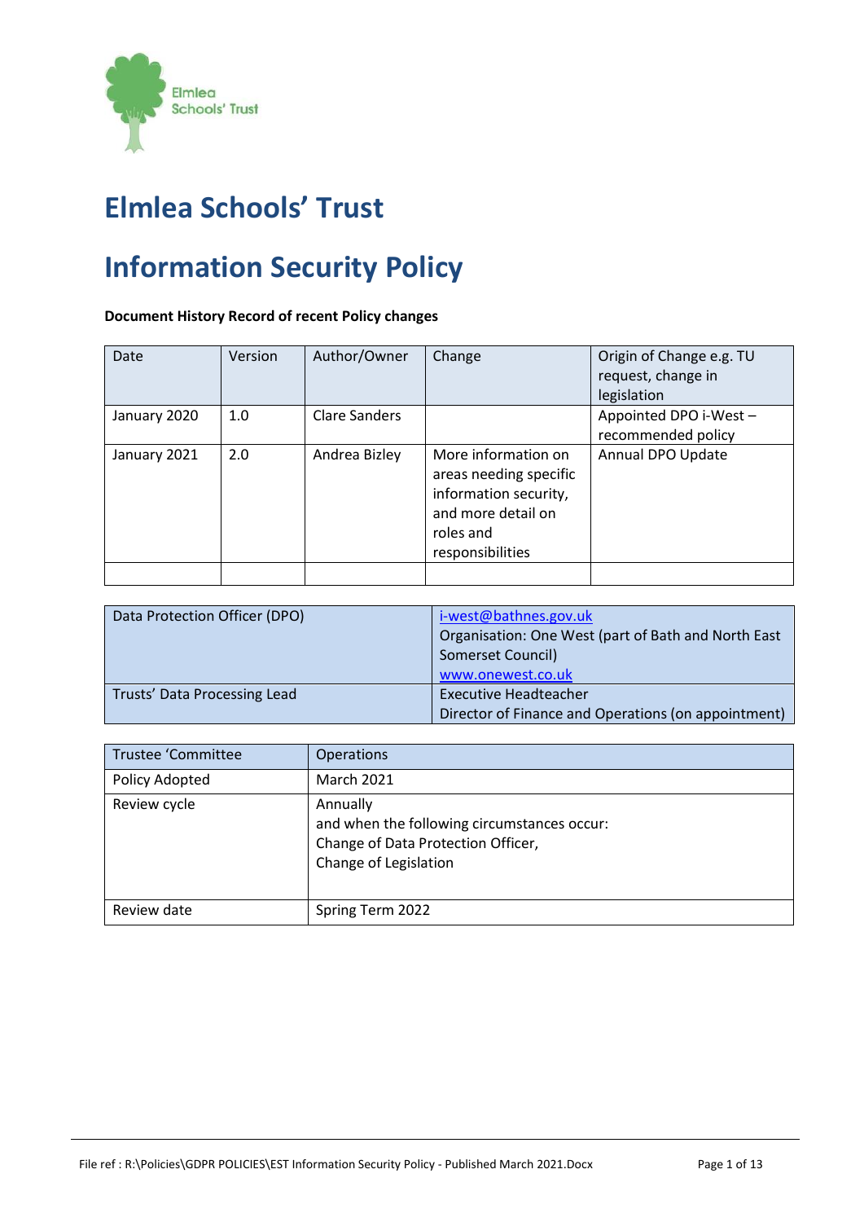# Elmlea Schools' Trust

# Information Security Policy

**Document History Record of recent Policy changes**

| Date | Version | Author/Owner | Change | Origin of Change e.g. TU request, change in legislation |
|---|---|---|---|---|
| January 2020 | 1.0 | Clare Sanders | | Appointed DPO i-West – recommended policy |
| January 2021 | 2.0 | Andrea Bizley | More information on areas needing specific information security, and more detail on roles and responsibilities | Annual DPO Update |
| | | | | |

| Data Protection Officer (DPO) | i-west@bathnes.gov.uk<br>Organisation: One West (part of Bath and North East Somerset Council)<br>www.onewest.co.uk |
|---|---|
| Trusts' Data Processing Lead | Executive Headteacher<br>Director of Finance and Operations (on appointment) |

| Trustee 'Committee | Operations |
|---|---|
| Policy Adopted | March 2021 |
| Review cycle | Annually<br>and when the following circumstances occur:<br>Change of Data Protection Officer,<br>Change of Legislation |
| Review date | Spring Term 2022 |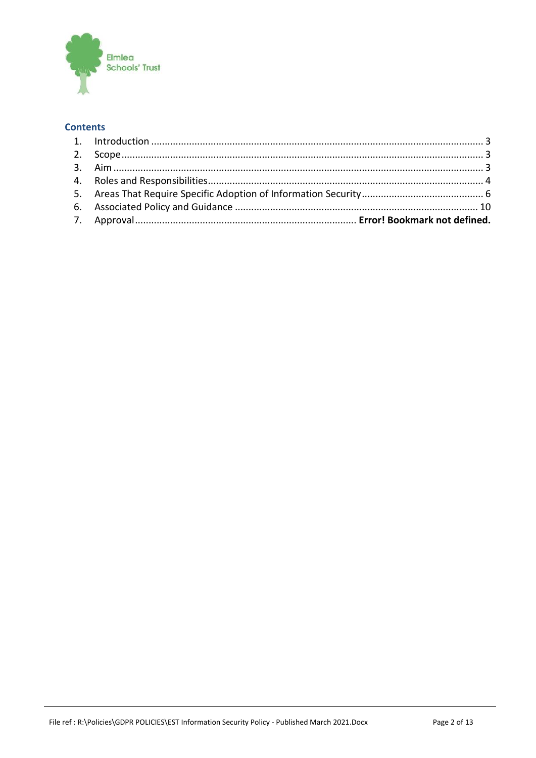## Contents

1. Introduction ........................................................................................................................ 3
2. Scope .................................................................................................................................. 3
3. Aim ..................................................................................................................................... 3
4. Roles and Responsibilities ................................................................................................... 4
5. Areas That Require Specific Adoption of Information Security ............................................ 6
6. Associated Policy and Guidance ......................................................................................... 10
7. Approval ................................................................................ **Error! Bookmark not defined.**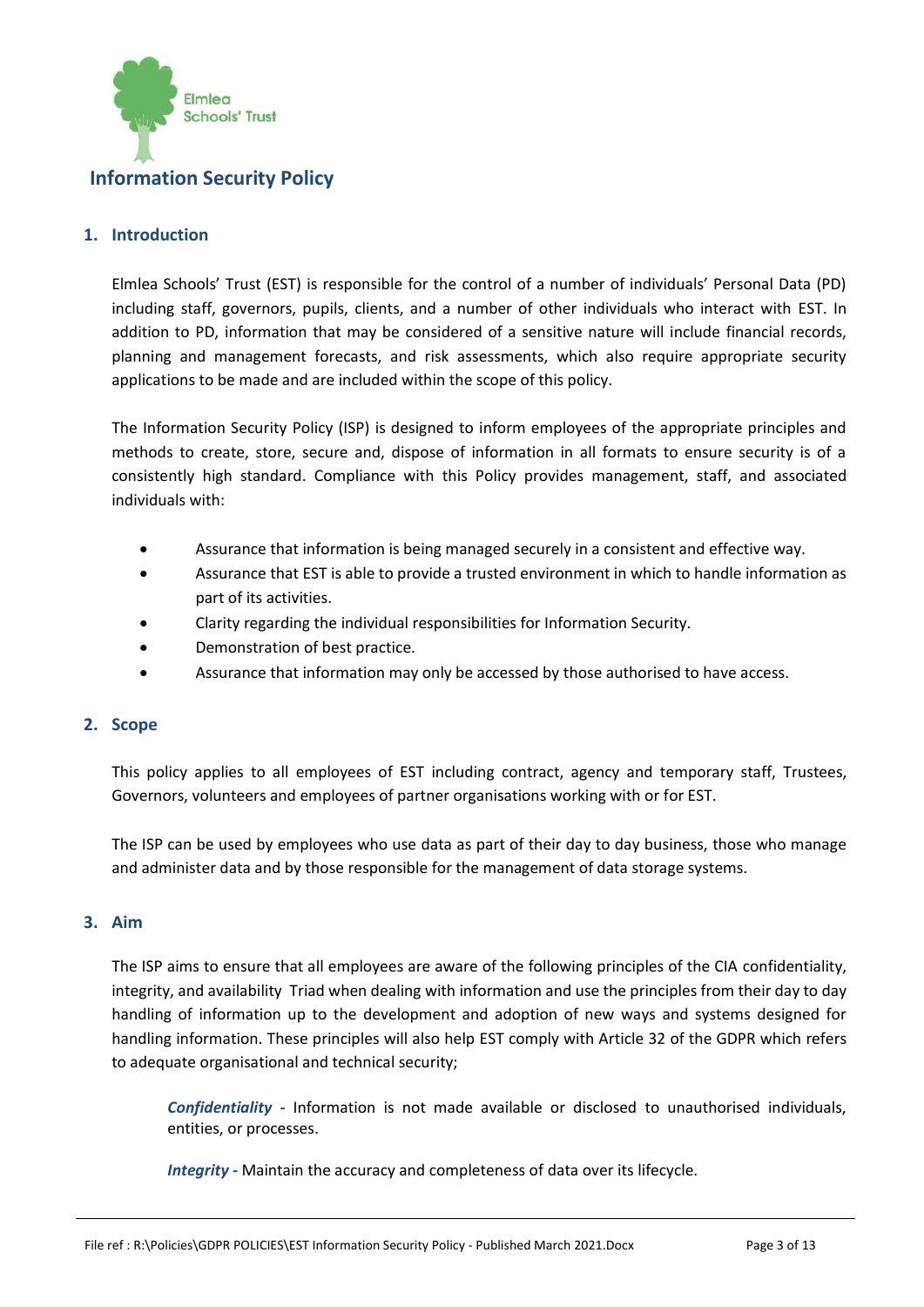Elmlea Schools' Trust

# Information Security Policy

## 1. Introduction

Elmlea Schools' Trust (EST) is responsible for the control of a number of individuals' Personal Data (PD) including staff, governors, pupils, clients, and a number of other individuals who interact with EST. In addition to PD, information that may be considered of a sensitive nature will include financial records, planning and management forecasts, and risk assessments, which also require appropriate security applications to be made and are included within the scope of this policy.

The Information Security Policy (ISP) is designed to inform employees of the appropriate principles and methods to create, store, secure and, dispose of information in all formats to ensure security is of a consistently high standard. Compliance with this Policy provides management, staff, and associated individuals with:

- Assurance that information is being managed securely in a consistent and effective way.
- Assurance that EST is able to provide a trusted environment in which to handle information as part of its activities.
- Clarity regarding the individual responsibilities for Information Security.
- Demonstration of best practice.
- Assurance that information may only be accessed by those authorised to have access.

## 2. Scope

This policy applies to all employees of EST including contract, agency and temporary staff, Trustees, Governors, volunteers and employees of partner organisations working with or for EST.

The ISP can be used by employees who use data as part of their day to day business, those who manage and administer data and by those responsible for the management of data storage systems.

## 3. Aim

The ISP aims to ensure that all employees are aware of the following principles of the CIA confidentiality, integrity, and availability Triad when dealing with information and use the principles from their day to day handling of information up to the development and adoption of new ways and systems designed for handling information. These principles will also help EST comply with Article 32 of the GDPR which refers to adequate organisational and technical security;

***Confidentiality -*** Information is not made available or disclosed to unauthorised individuals, entities, or processes.

***Integrity -*** Maintain the accuracy and completeness of data over its lifecycle.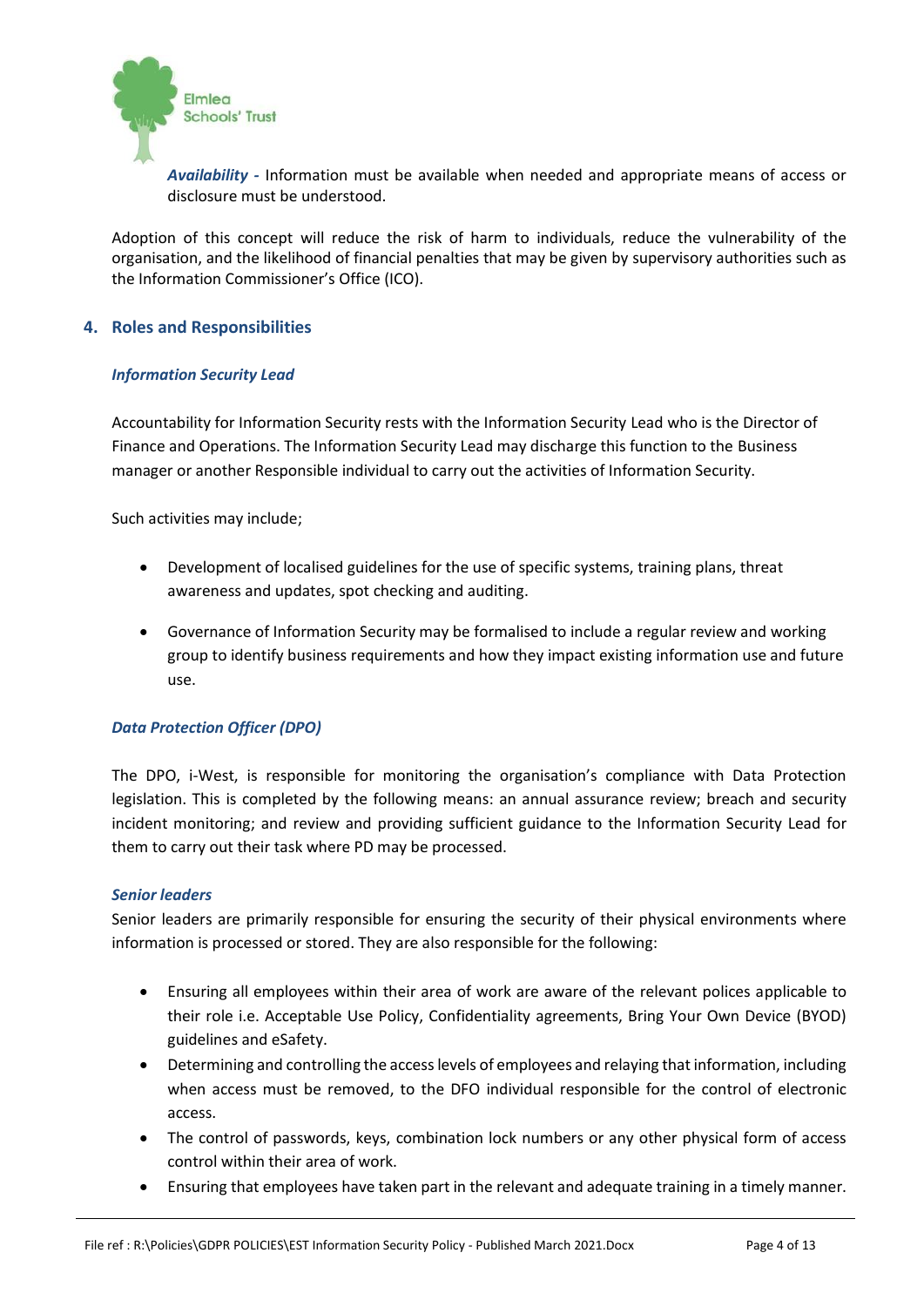***Availability -*** Information must be available when needed and appropriate means of access or disclosure must be understood.

Adoption of this concept will reduce the risk of harm to individuals, reduce the vulnerability of the organisation, and the likelihood of financial penalties that may be given by supervisory authorities such as the Information Commissioner's Office (ICO).

## 4. Roles and Responsibilities

### *Information Security Lead*

Accountability for Information Security rests with the Information Security Lead who is the Director of Finance and Operations. The Information Security Lead may discharge this function to the Business manager or another Responsible individual to carry out the activities of Information Security.

Such activities may include;

- Development of localised guidelines for the use of specific systems, training plans, threat awareness and updates, spot checking and auditing.
- Governance of Information Security may be formalised to include a regular review and working group to identify business requirements and how they impact existing information use and future use.

### *Data Protection Officer (DPO)*

The DPO, i-West, is responsible for monitoring the organisation's compliance with Data Protection legislation. This is completed by the following means: an annual assurance review; breach and security incident monitoring; and review and providing sufficient guidance to the Information Security Lead for them to carry out their task where PD may be processed.

### *Senior leaders*

Senior leaders are primarily responsible for ensuring the security of their physical environments where information is processed or stored. They are also responsible for the following:

- Ensuring all employees within their area of work are aware of the relevant polices applicable to their role i.e. Acceptable Use Policy, Confidentiality agreements, Bring Your Own Device (BYOD) guidelines and eSafety.
- Determining and controlling the access levels of employees and relaying that information, including when access must be removed, to the DFO individual responsible for the control of electronic access.
- The control of passwords, keys, combination lock numbers or any other physical form of access control within their area of work.
- Ensuring that employees have taken part in the relevant and adequate training in a timely manner.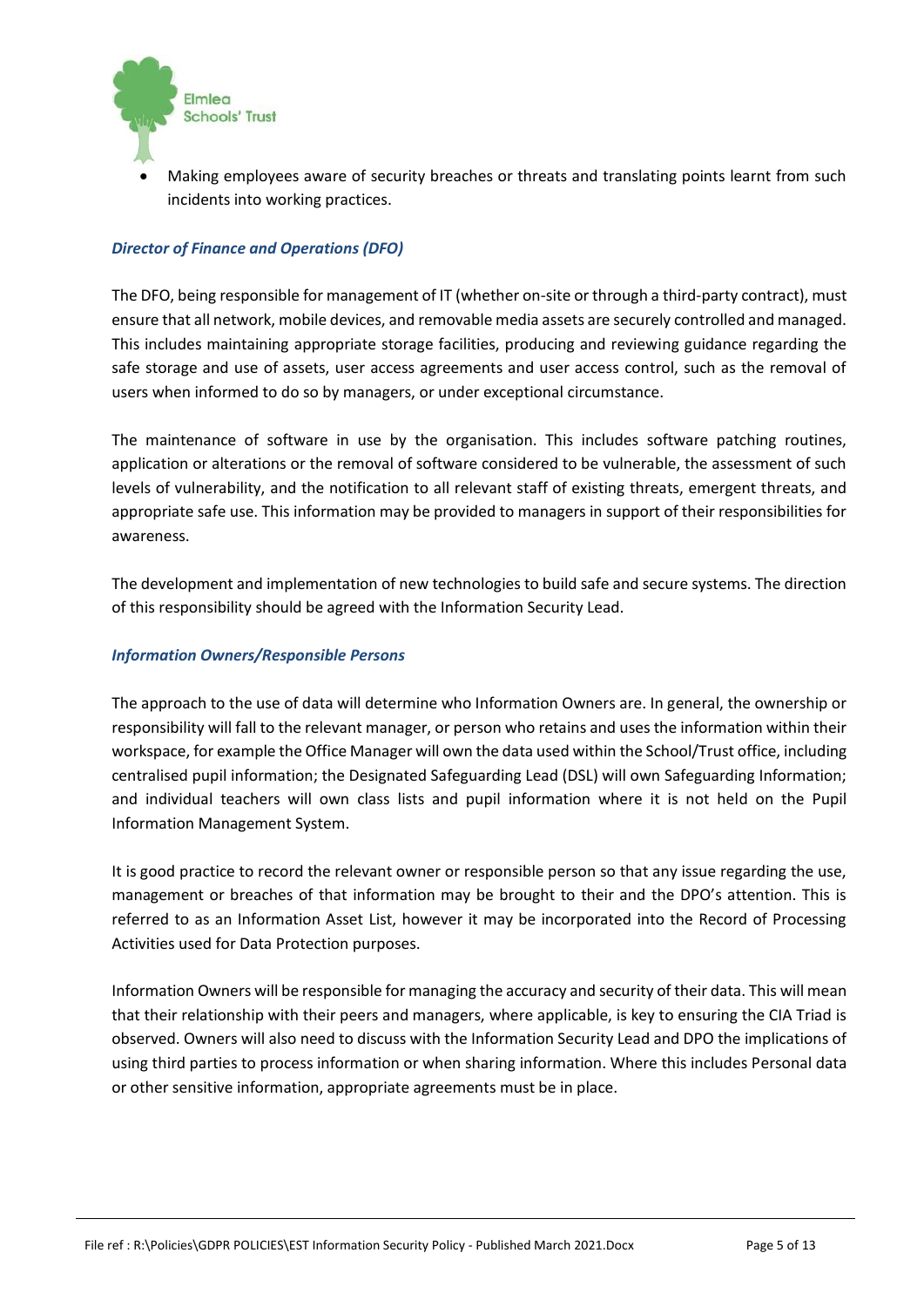- Making employees aware of security breaches or threats and translating points learnt from such incidents into working practices.

### *Director of Finance and Operations (DFO)*

The DFO, being responsible for management of IT (whether on-site or through a third-party contract), must ensure that all network, mobile devices, and removable media assets are securely controlled and managed. This includes maintaining appropriate storage facilities, producing and reviewing guidance regarding the safe storage and use of assets, user access agreements and user access control, such as the removal of users when informed to do so by managers, or under exceptional circumstance.

The maintenance of software in use by the organisation. This includes software patching routines, application or alterations or the removal of software considered to be vulnerable, the assessment of such levels of vulnerability, and the notification to all relevant staff of existing threats, emergent threats, and appropriate safe use. This information may be provided to managers in support of their responsibilities for awareness.

The development and implementation of new technologies to build safe and secure systems. The direction of this responsibility should be agreed with the Information Security Lead.

### *Information Owners/Responsible Persons*

The approach to the use of data will determine who Information Owners are. In general, the ownership or responsibility will fall to the relevant manager, or person who retains and uses the information within their workspace, for example the Office Manager will own the data used within the School/Trust office, including centralised pupil information; the Designated Safeguarding Lead (DSL) will own Safeguarding Information; and individual teachers will own class lists and pupil information where it is not held on the Pupil Information Management System.

It is good practice to record the relevant owner or responsible person so that any issue regarding the use, management or breaches of that information may be brought to their and the DPO's attention. This is referred to as an Information Asset List, however it may be incorporated into the Record of Processing Activities used for Data Protection purposes.

Information Owners will be responsible for managing the accuracy and security of their data. This will mean that their relationship with their peers and managers, where applicable, is key to ensuring the CIA Triad is observed. Owners will also need to discuss with the Information Security Lead and DPO the implications of using third parties to process information or when sharing information. Where this includes Personal data or other sensitive information, appropriate agreements must be in place.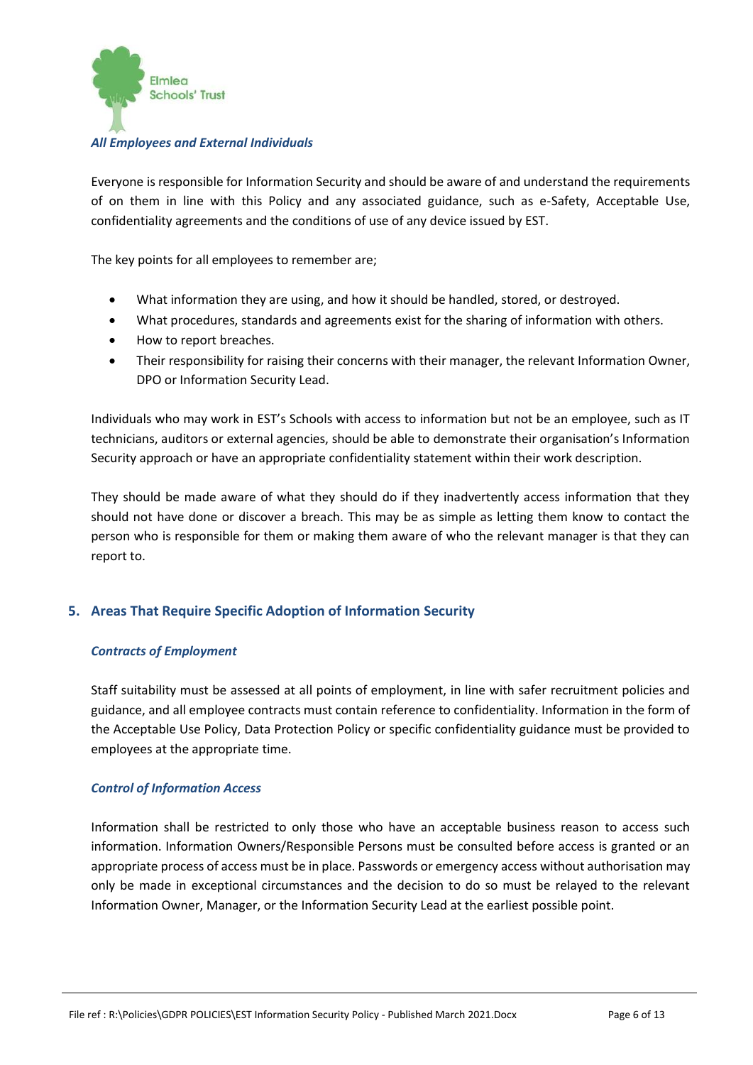*All Employees and External Individuals*

Everyone is responsible for Information Security and should be aware of and understand the requirements of on them in line with this Policy and any associated guidance, such as e-Safety, Acceptable Use, confidentiality agreements and the conditions of use of any device issued by EST.

The key points for all employees to remember are;

- What information they are using, and how it should be handled, stored, or destroyed.
- What procedures, standards and agreements exist for the sharing of information with others.
- How to report breaches.
- Their responsibility for raising their concerns with their manager, the relevant Information Owner, DPO or Information Security Lead.

Individuals who may work in EST's Schools with access to information but not be an employee, such as IT technicians, auditors or external agencies, should be able to demonstrate their organisation's Information Security approach or have an appropriate confidentiality statement within their work description.

They should be made aware of what they should do if they inadvertently access information that they should not have done or discover a breach. This may be as simple as letting them know to contact the person who is responsible for them or making them aware of who the relevant manager is that they can report to.

## 5. Areas That Require Specific Adoption of Information Security

*Contracts of Employment*

Staff suitability must be assessed at all points of employment, in line with safer recruitment policies and guidance, and all employee contracts must contain reference to confidentiality. Information in the form of the Acceptable Use Policy, Data Protection Policy or specific confidentiality guidance must be provided to employees at the appropriate time.

*Control of Information Access*

Information shall be restricted to only those who have an acceptable business reason to access such information. Information Owners/Responsible Persons must be consulted before access is granted or an appropriate process of access must be in place. Passwords or emergency access without authorisation may only be made in exceptional circumstances and the decision to do so must be relayed to the relevant Information Owner, Manager, or the Information Security Lead at the earliest possible point.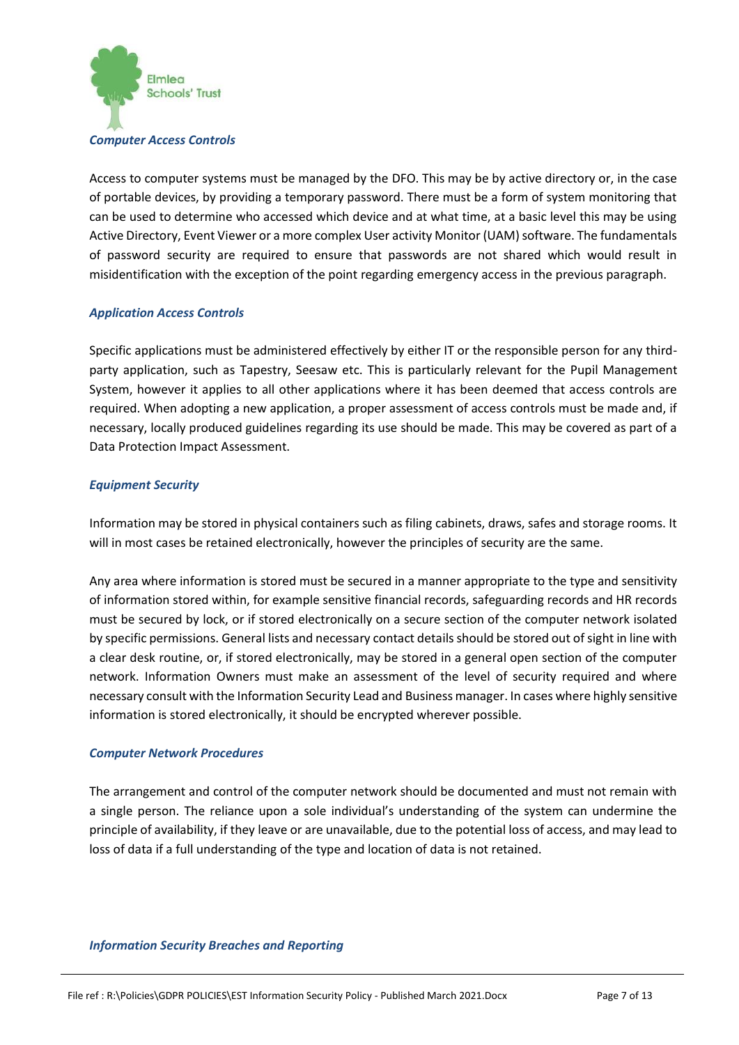### *Computer Access Controls*

Access to computer systems must be managed by the DFO. This may be by active directory or, in the case of portable devices, by providing a temporary password. There must be a form of system monitoring that can be used to determine who accessed which device and at what time, at a basic level this may be using Active Directory, Event Viewer or a more complex User activity Monitor (UAM) software. The fundamentals of password security are required to ensure that passwords are not shared which would result in misidentification with the exception of the point regarding emergency access in the previous paragraph.

### *Application Access Controls*

Specific applications must be administered effectively by either IT or the responsible person for any third-party application, such as Tapestry, Seesaw etc. This is particularly relevant for the Pupil Management System, however it applies to all other applications where it has been deemed that access controls are required. When adopting a new application, a proper assessment of access controls must be made and, if necessary, locally produced guidelines regarding its use should be made. This may be covered as part of a Data Protection Impact Assessment.

### *Equipment Security*

Information may be stored in physical containers such as filing cabinets, draws, safes and storage rooms. It will in most cases be retained electronically, however the principles of security are the same.

Any area where information is stored must be secured in a manner appropriate to the type and sensitivity of information stored within, for example sensitive financial records, safeguarding records and HR records must be secured by lock, or if stored electronically on a secure section of the computer network isolated by specific permissions. General lists and necessary contact details should be stored out of sight in line with a clear desk routine, or, if stored electronically, may be stored in a general open section of the computer network. Information Owners must make an assessment of the level of security required and where necessary consult with the Information Security Lead and Business manager. In cases where highly sensitive information is stored electronically, it should be encrypted wherever possible.

### *Computer Network Procedures*

The arrangement and control of the computer network should be documented and must not remain with a single person. The reliance upon a sole individual's understanding of the system can undermine the principle of availability, if they leave or are unavailable, due to the potential loss of access, and may lead to loss of data if a full understanding of the type and location of data is not retained.

### *Information Security Breaches and Reporting*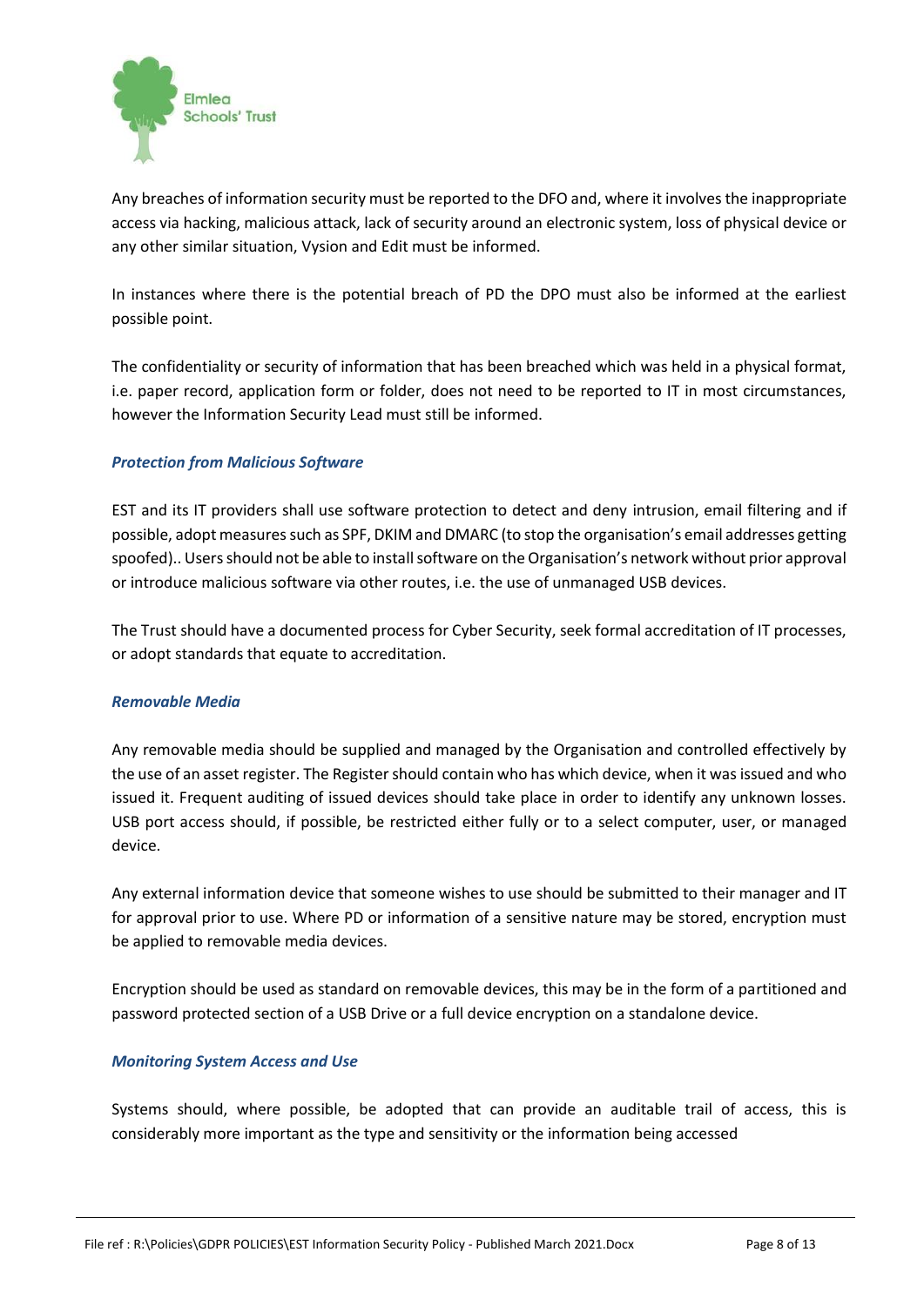Any breaches of information security must be reported to the DFO and, where it involves the inappropriate access via hacking, malicious attack, lack of security around an electronic system, loss of physical device or any other similar situation, Vysion and Edit must be informed.

In instances where there is the potential breach of PD the DPO must also be informed at the earliest possible point.

The confidentiality or security of information that has been breached which was held in a physical format, i.e. paper record, application form or folder, does not need to be reported to IT in most circumstances, however the Information Security Lead must still be informed.

### *Protection from Malicious Software*

EST and its IT providers shall use software protection to detect and deny intrusion, email filtering and if possible, adopt measures such as SPF, DKIM and DMARC (to stop the organisation's email addresses getting spoofed).. Users should not be able to install software on the Organisation's network without prior approval or introduce malicious software via other routes, i.e. the use of unmanaged USB devices.

The Trust should have a documented process for Cyber Security, seek formal accreditation of IT processes, or adopt standards that equate to accreditation.

### *Removable Media*

Any removable media should be supplied and managed by the Organisation and controlled effectively by the use of an asset register. The Register should contain who has which device, when it was issued and who issued it. Frequent auditing of issued devices should take place in order to identify any unknown losses. USB port access should, if possible, be restricted either fully or to a select computer, user, or managed device.

Any external information device that someone wishes to use should be submitted to their manager and IT for approval prior to use. Where PD or information of a sensitive nature may be stored, encryption must be applied to removable media devices.

Encryption should be used as standard on removable devices, this may be in the form of a partitioned and password protected section of a USB Drive or a full device encryption on a standalone device.

### *Monitoring System Access and Use*

Systems should, where possible, be adopted that can provide an auditable trail of access, this is considerably more important as the type and sensitivity or the information being accessed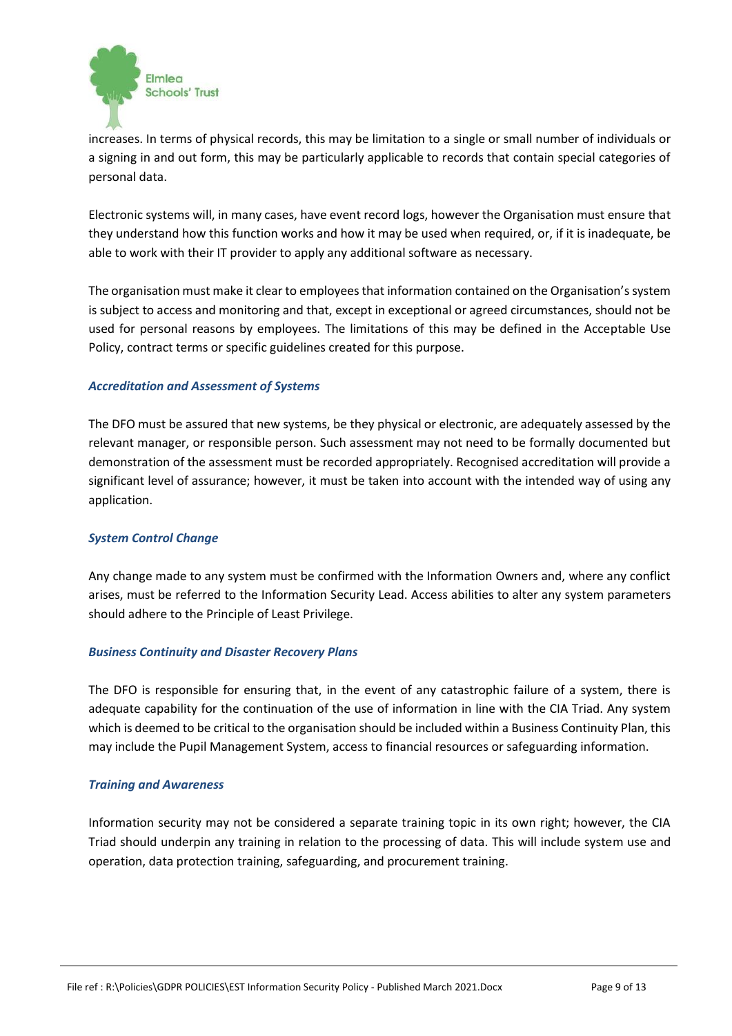increases. In terms of physical records, this may be limitation to a single or small number of individuals or a signing in and out form, this may be particularly applicable to records that contain special categories of personal data.

Electronic systems will, in many cases, have event record logs, however the Organisation must ensure that they understand how this function works and how it may be used when required, or, if it is inadequate, be able to work with their IT provider to apply any additional software as necessary.

The organisation must make it clear to employees that information contained on the Organisation's system is subject to access and monitoring and that, except in exceptional or agreed circumstances, should not be used for personal reasons by employees. The limitations of this may be defined in the Acceptable Use Policy, contract terms or specific guidelines created for this purpose.

### *Accreditation and Assessment of Systems*

The DFO must be assured that new systems, be they physical or electronic, are adequately assessed by the relevant manager, or responsible person. Such assessment may not need to be formally documented but demonstration of the assessment must be recorded appropriately. Recognised accreditation will provide a significant level of assurance; however, it must be taken into account with the intended way of using any application.

### *System Control Change*

Any change made to any system must be confirmed with the Information Owners and, where any conflict arises, must be referred to the Information Security Lead. Access abilities to alter any system parameters should adhere to the Principle of Least Privilege.

### *Business Continuity and Disaster Recovery Plans*

The DFO is responsible for ensuring that, in the event of any catastrophic failure of a system, there is adequate capability for the continuation of the use of information in line with the CIA Triad. Any system which is deemed to be critical to the organisation should be included within a Business Continuity Plan, this may include the Pupil Management System, access to financial resources or safeguarding information.

### *Training and Awareness*

Information security may not be considered a separate training topic in its own right; however, the CIA Triad should underpin any training in relation to the processing of data. This will include system use and operation, data protection training, safeguarding, and procurement training.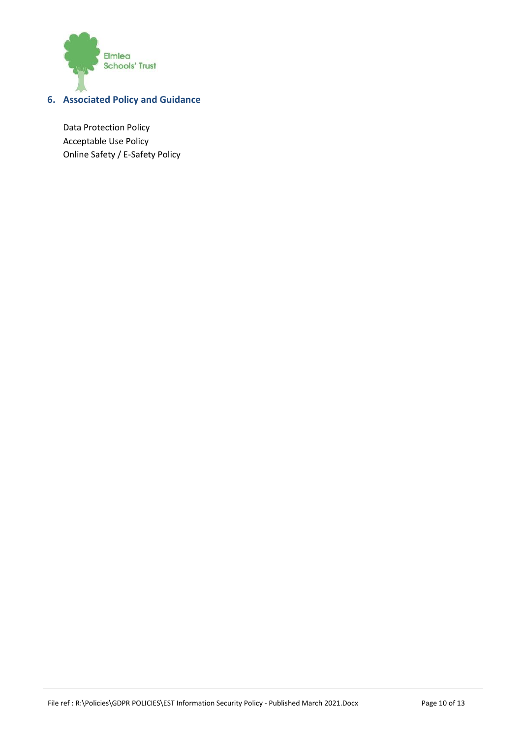## 6. Associated Policy and Guidance

Data Protection Policy
Acceptable Use Policy
Online Safety / E-Safety Policy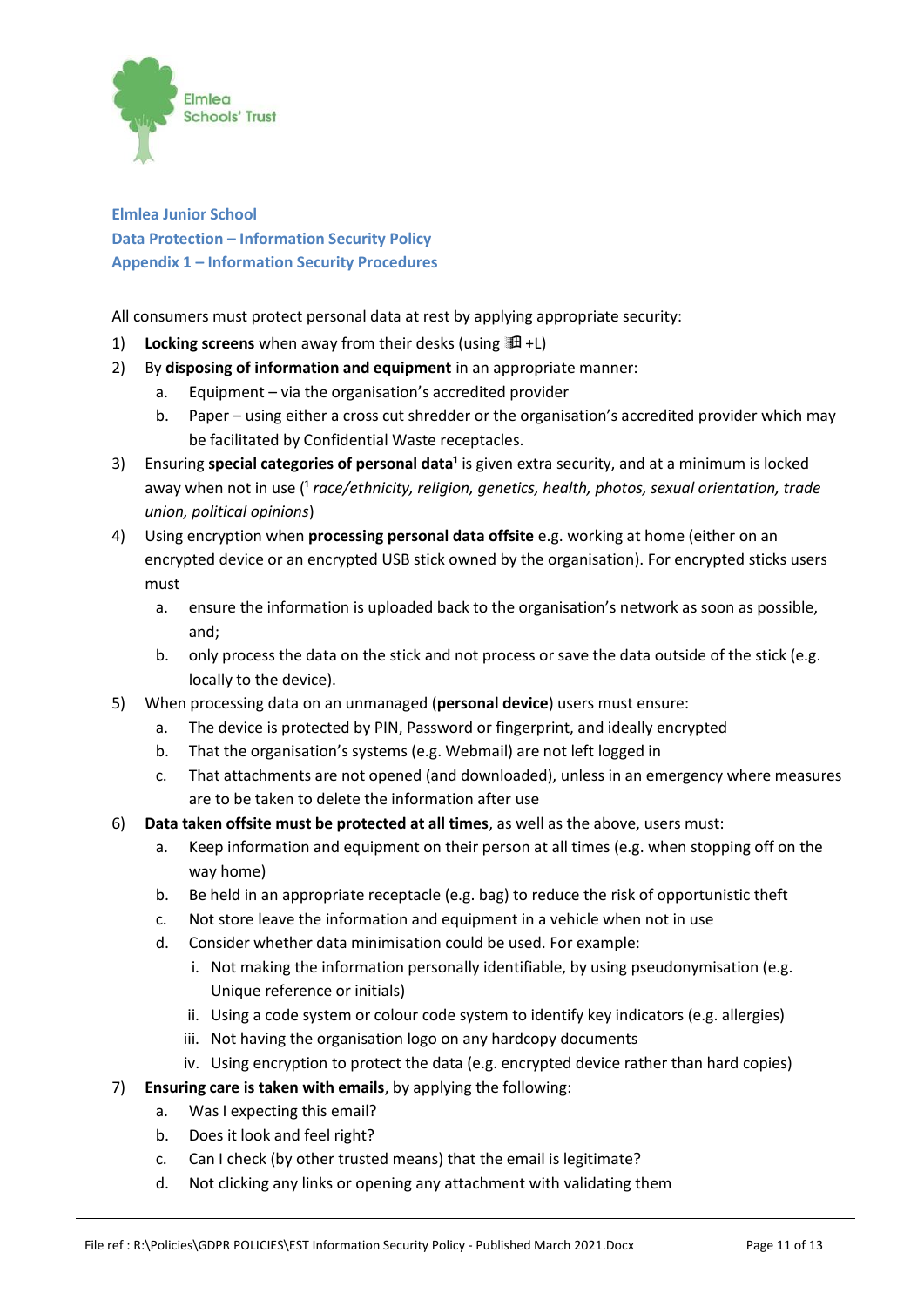Elmlea Schools' Trust

**Elmlea Junior School**
**Data Protection – Information Security Policy**
**Appendix 1 – Information Security Procedures**

All consumers must protect personal data at rest by applying appropriate security:

1) **Locking screens** when away from their desks (using ⊞ +L)
2) By **disposing of information and equipment** in an appropriate manner:
   a. Equipment – via the organisation's accredited provider
   b. Paper – using either a cross cut shredder or the organisation's accredited provider which may be facilitated by Confidential Waste receptacles.
3) Ensuring **special categories of personal data[1]** is given extra security, and at a minimum is locked away when not in use ([1] *race/ethnicity, religion, genetics, health, photos, sexual orientation, trade union, political opinions*)
4) Using encryption when **processing personal data offsite** e.g. working at home (either on an encrypted device or an encrypted USB stick owned by the organisation). For encrypted sticks users must
   a. ensure the information is uploaded back to the organisation's network as soon as possible, and;
   b. only process the data on the stick and not process or save the data outside of the stick (e.g. locally to the device).
5) When processing data on an unmanaged (**personal device**) users must ensure:
   a. The device is protected by PIN, Password or fingerprint, and ideally encrypted
   b. That the organisation's systems (e.g. Webmail) are not left logged in
   c. That attachments are not opened (and downloaded), unless in an emergency where measures are to be taken to delete the information after use
6) **Data taken offsite must be protected at all times**, as well as the above, users must:
   a. Keep information and equipment on their person at all times (e.g. when stopping off on the way home)
   b. Be held in an appropriate receptacle (e.g. bag) to reduce the risk of opportunistic theft
   c. Not store leave the information and equipment in a vehicle when not in use
   d. Consider whether data minimisation could be used. For example:
      i. Not making the information personally identifiable, by using pseudonymisation (e.g. Unique reference or initials)
      ii. Using a code system or colour code system to identify key indicators (e.g. allergies)
      iii. Not having the organisation logo on any hardcopy documents
      iv. Using encryption to protect the data (e.g. encrypted device rather than hard copies)
7) **Ensuring care is taken with emails**, by applying the following:
   a. Was I expecting this email?
   b. Does it look and feel right?
   c. Can I check (by other trusted means) that the email is legitimate?
   d. Not clicking any links or opening any attachment with validating them

File ref : R:\Policies\GDPR POLICIES\EST Information Security Policy - Published March 2021.Docx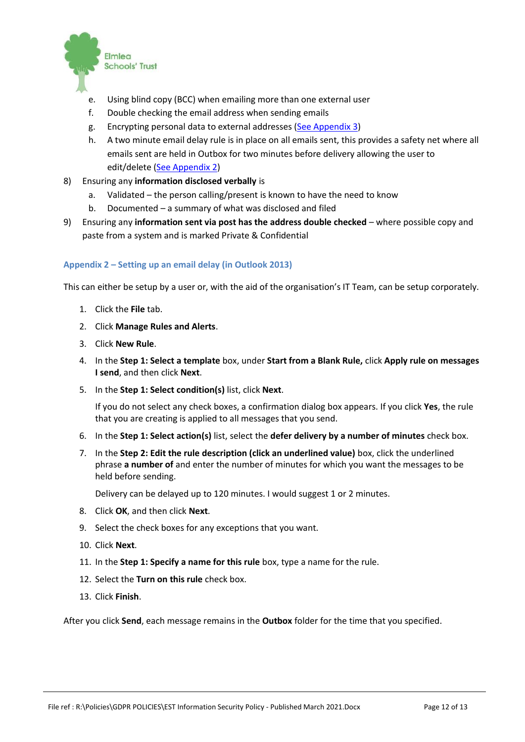e. Using blind copy (BCC) when emailing more than one external user
f. Double checking the email address when sending emails
g. Encrypting personal data to external addresses (See Appendix 3)
h. A two minute email delay rule is in place on all emails sent, this provides a safety net where all emails sent are held in Outbox for two minutes before delivery allowing the user to edit/delete (See Appendix 2)

8) Ensuring any **information disclosed verbally** is
   a. Validated – the person calling/present is known to have the need to know
   b. Documented – a summary of what was disclosed and filed

9) Ensuring any **information sent via post has the address double checked** – where possible copy and paste from a system and is marked Private & Confidential

### Appendix 2 – Setting up an email delay (in Outlook 2013)

This can either be setup by a user or, with the aid of the organisation's IT Team, can be setup corporately.

1. Click the **File** tab.
2. Click **Manage Rules and Alerts**.
3. Click **New Rule**.
4. In the **Step 1: Select a template** box, under **Start from a Blank Rule,** click **Apply rule on messages I send**, and then click **Next**.
5. In the **Step 1: Select condition(s)** list, click **Next**.

   If you do not select any check boxes, a confirmation dialog box appears. If you click **Yes**, the rule that you are creating is applied to all messages that you send.
6. In the **Step 1: Select action(s)** list, select the **defer delivery by a number of minutes** check box.
7. In the **Step 2: Edit the rule description (click an underlined value)** box, click the underlined phrase **a number of** and enter the number of minutes for which you want the messages to be held before sending.

   Delivery can be delayed up to 120 minutes. I would suggest 1 or 2 minutes.
8. Click **OK**, and then click **Next**.
9. Select the check boxes for any exceptions that you want.
10. Click **Next**.
11. In the **Step 1: Specify a name for this rule** box, type a name for the rule.
12. Select the **Turn on this rule** check box.
13. Click **Finish**.

After you click **Send**, each message remains in the **Outbox** folder for the time that you specified.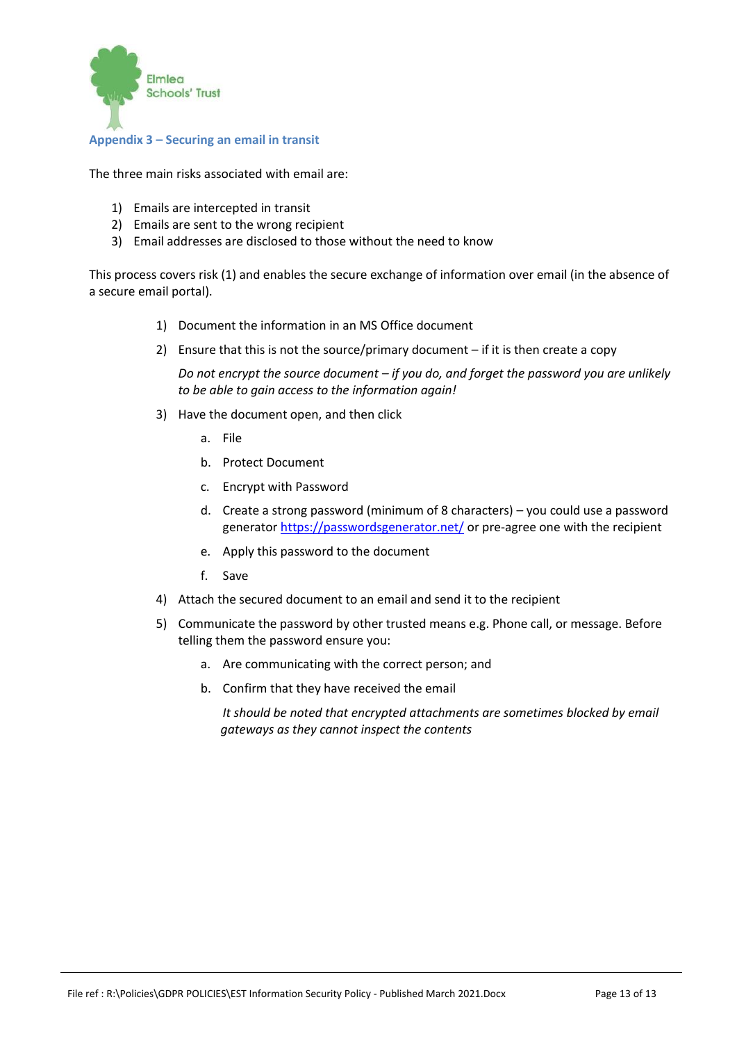Elmlea Schools' Trust

## Appendix 3 – Securing an email in transit

The three main risks associated with email are:

1) Emails are intercepted in transit
2) Emails are sent to the wrong recipient
3) Email addresses are disclosed to those without the need to know

This process covers risk (1) and enables the secure exchange of information over email (in the absence of a secure email portal).

1) Document the information in an MS Office document
2) Ensure that this is not the source/primary document – if it is then create a copy

   *Do not encrypt the source document – if you do, and forget the password you are unlikely to be able to gain access to the information again!*

3) Have the document open, and then click
   a. File
   b. Protect Document
   c. Encrypt with Password
   d. Create a strong password (minimum of 8 characters) – you could use a password generator https://passwordsgenerator.net/ or pre-agree one with the recipient
   e. Apply this password to the document
   f. Save
4) Attach the secured document to an email and send it to the recipient
5) Communicate the password by other trusted means e.g. Phone call, or message. Before telling them the password ensure you:
   a. Are communicating with the correct person; and
   b. Confirm that they have received the email

   *It should be noted that encrypted attachments are sometimes blocked by email gateways as they cannot inspect the contents*